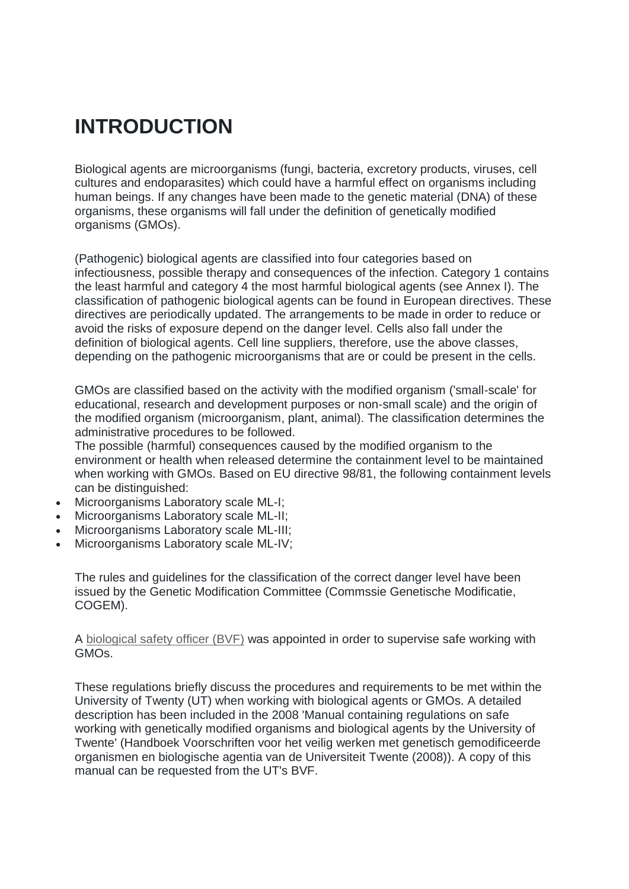# INTRODUCTION

Biological agents are microorganisms (fungi, bacteria, excretory products, viruses, cell cultures and endoparasites) which could have a harmful effect on organisms including human beings. If any changes have been made to the genetic material (DNA) of these organisms, these organisms will fall under the definition of genetically modified organisms (GMOs).

(Pathogenic) biological agents are classified into four categories based on infectiousness, possible therapy and consequences of the infection. Category 1 contains the least harmful and category 4 the most harmful biological agents (see Annex I). The classification of pathogenic biological agents can be found in European directives. These directives are periodically updated. The arrangements to be made in order to reduce or avoid the risks of exposure depend on the danger level. Cells also fall under the definition of biological agents. Cell line suppliers, therefore, use the above classes, depending on the pathogenic microorganisms that are or could be present in the cells.

GMOs are classified based on the activity with the modified organism ('small-scale' for educational, research and development purposes or non-small scale) and the origin of the modified organism (microorganism, plant, animal). The classification determines the administrative procedures to be followed.
The possible (harmful) consequences caused by the modified organism to the environment or health when released determine the containment level to be maintained when working with GMOs. Based on EU directive 98/81, the following containment levels can be distinguished:

- Microorganisms Laboratory scale ML-I;
- Microorganisms Laboratory scale ML-II;
- Microorganisms Laboratory scale ML-III;
- Microorganisms Laboratory scale ML-IV;

The rules and guidelines for the classification of the correct danger level have been issued by the Genetic Modification Committee (Commssie Genetische Modificatie, COGEM).

A biological safety officer (BVF) was appointed in order to supervise safe working with GMOs.

These regulations briefly discuss the procedures and requirements to be met within the University of Twenty (UT) when working with biological agents or GMOs. A detailed description has been included in the 2008 'Manual containing regulations on safe working with genetically modified organisms and biological agents by the University of Twente' (Handboek Voorschriften voor het veilig werken met genetisch gemodificeerde organismen en biologische agentia van de Universiteit Twente (2008)). A copy of this manual can be requested from the UT's BVF.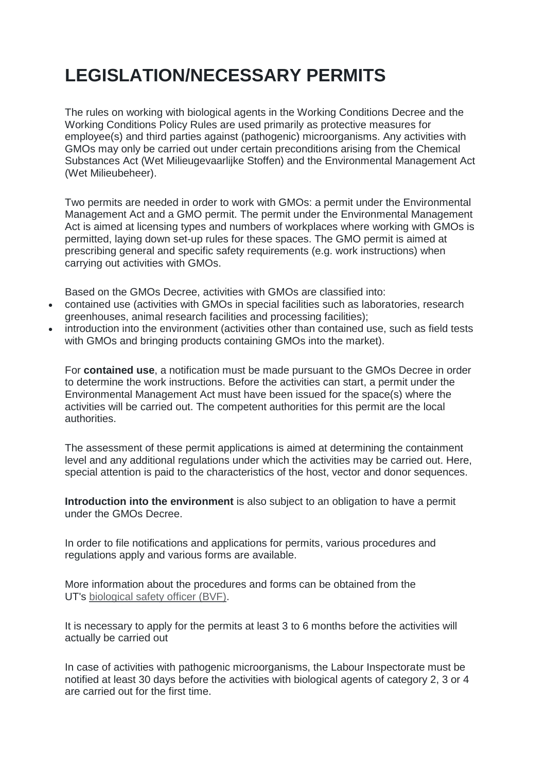# LEGISLATION/NECESSARY PERMITS

The rules on working with biological agents in the Working Conditions Decree and the Working Conditions Policy Rules are used primarily as protective measures for employee(s) and third parties against (pathogenic) microorganisms. Any activities with GMOs may only be carried out under certain preconditions arising from the Chemical Substances Act (Wet Milieugevaarlijke Stoffen) and the Environmental Management Act (Wet Milieubeheer).

Two permits are needed in order to work with GMOs: a permit under the Environmental Management Act and a GMO permit. The permit under the Environmental Management Act is aimed at licensing types and numbers of workplaces where working with GMOs is permitted, laying down set-up rules for these spaces. The GMO permit is aimed at prescribing general and specific safety requirements (e.g. work instructions) when carrying out activities with GMOs.

Based on the GMOs Decree, activities with GMOs are classified into:

- contained use (activities with GMOs in special facilities such as laboratories, research greenhouses, animal research facilities and processing facilities);
- introduction into the environment (activities other than contained use, such as field tests with GMOs and bringing products containing GMOs into the market).

For **contained use**, a notification must be made pursuant to the GMOs Decree in order to determine the work instructions. Before the activities can start, a permit under the Environmental Management Act must have been issued for the space(s) where the activities will be carried out. The competent authorities for this permit are the local authorities.

The assessment of these permit applications is aimed at determining the containment level and any additional regulations under which the activities may be carried out. Here, special attention is paid to the characteristics of the host, vector and donor sequences.

**Introduction into the environment** is also subject to an obligation to have a permit under the GMOs Decree.

In order to file notifications and applications for permits, various procedures and regulations apply and various forms are available.

More information about the procedures and forms can be obtained from the UT's biological safety officer (BVF).

It is necessary to apply for the permits at least 3 to 6 months before the activities will actually be carried out

In case of activities with pathogenic microorganisms, the Labour Inspectorate must be notified at least 30 days before the activities with biological agents of category 2, 3 or 4 are carried out for the first time.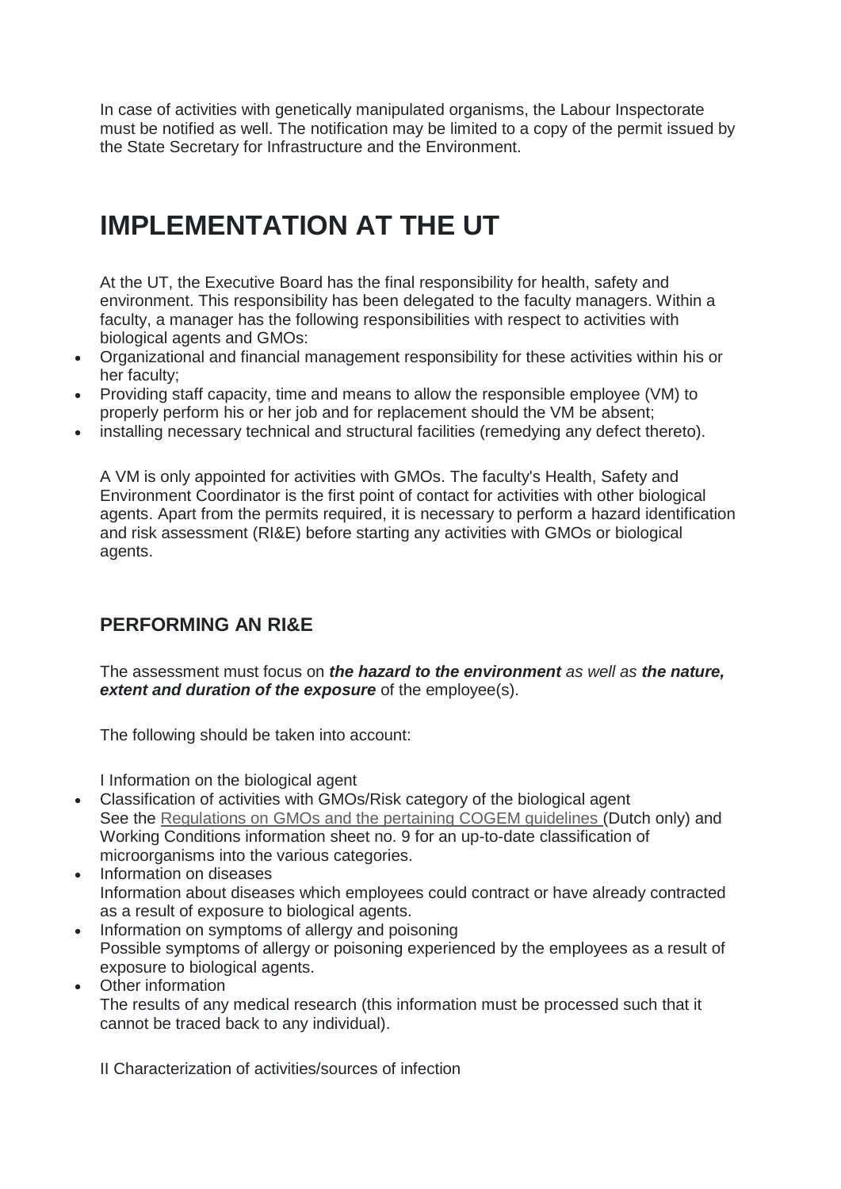In case of activities with genetically manipulated organisms, the Labour Inspectorate must be notified as well. The notification may be limited to a copy of the permit issued by the State Secretary for Infrastructure and the Environment.

# IMPLEMENTATION AT THE UT

At the UT, the Executive Board has the final responsibility for health, safety and environment. This responsibility has been delegated to the faculty managers. Within a faculty, a manager has the following responsibilities with respect to activities with biological agents and GMOs:

- Organizational and financial management responsibility for these activities within his or her faculty;
- Providing staff capacity, time and means to allow the responsible employee (VM) to properly perform his or her job and for replacement should the VM be absent;
- installing necessary technical and structural facilities (remedying any defect thereto).

A VM is only appointed for activities with GMOs. The faculty's Health, Safety and Environment Coordinator is the first point of contact for activities with other biological agents. Apart from the permits required, it is necessary to perform a hazard identification and risk assessment (RI&E) before starting any activities with GMOs or biological agents.

## PERFORMING AN RI&E

The assessment must focus on ***the hazard to the environment*** *as well as* ***the nature, extent and duration of the exposure*** of the employee(s).

The following should be taken into account:

I Information on the biological agent

- Classification of activities with GMOs/Risk category of the biological agent
  See the Regulations on GMOs and the pertaining COGEM guidelines (Dutch only) and Working Conditions information sheet no. 9 for an up-to-date classification of microorganisms into the various categories.
- Information on diseases
  Information about diseases which employees could contract or have already contracted as a result of exposure to biological agents.
- Information on symptoms of allergy and poisoning
  Possible symptoms of allergy or poisoning experienced by the employees as a result of exposure to biological agents.
- Other information
  The results of any medical research (this information must be processed such that it cannot be traced back to any individual).

II Characterization of activities/sources of infection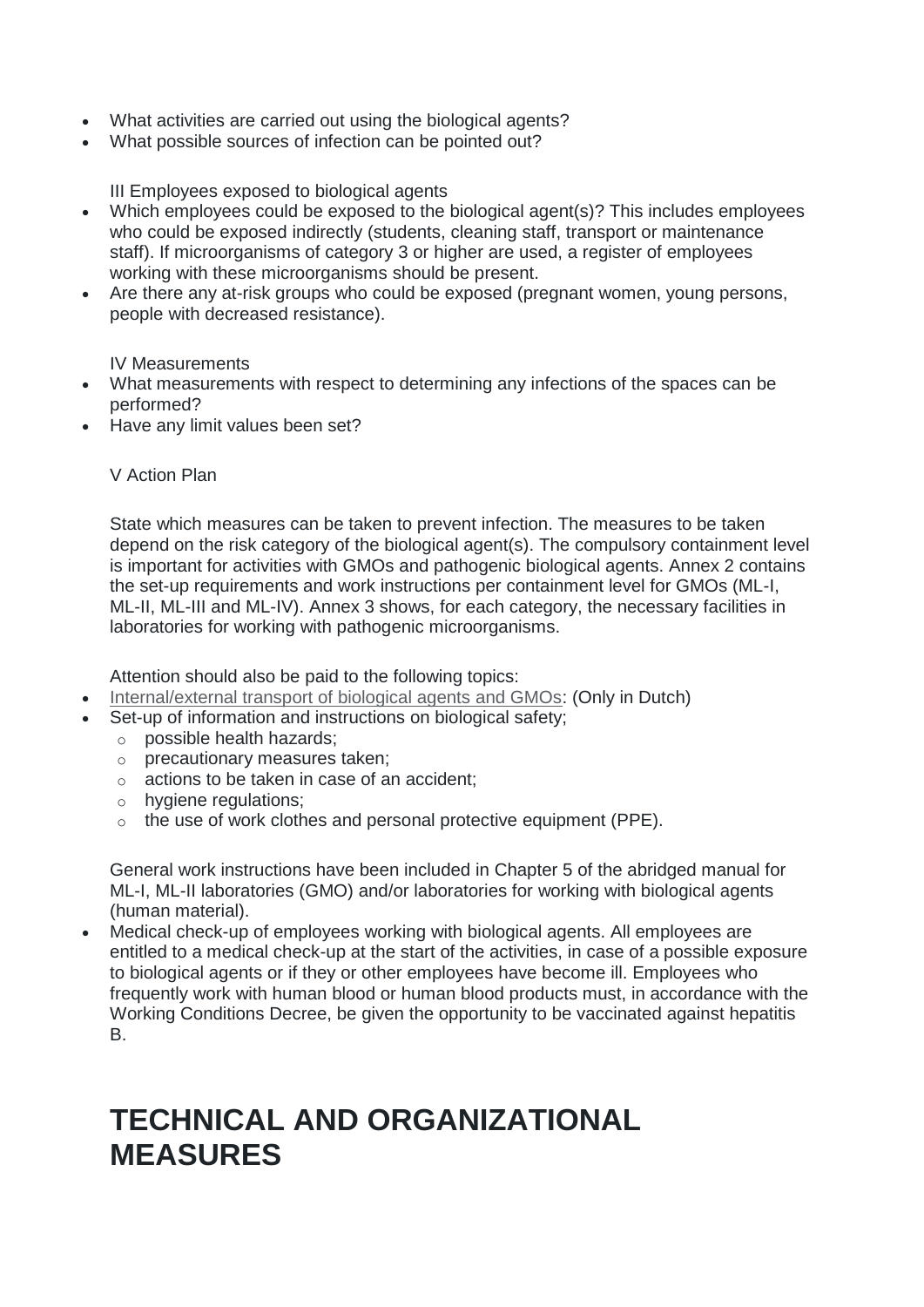- What activities are carried out using the biological agents?
- What possible sources of infection can be pointed out?

III Employees exposed to biological agents

- Which employees could be exposed to the biological agent(s)? This includes employees who could be exposed indirectly (students, cleaning staff, transport or maintenance staff). If microorganisms of category 3 or higher are used, a register of employees working with these microorganisms should be present.
- Are there any at-risk groups who could be exposed (pregnant women, young persons, people with decreased resistance).

IV Measurements

- What measurements with respect to determining any infections of the spaces can be performed?
- Have any limit values been set?

V Action Plan

State which measures can be taken to prevent infection. The measures to be taken depend on the risk category of the biological agent(s). The compulsory containment level is important for activities with GMOs and pathogenic biological agents. Annex 2 contains the set-up requirements and work instructions per containment level for GMOs (ML-I, ML-II, ML-III and ML-IV). Annex 3 shows, for each category, the necessary facilities in laboratories for working with pathogenic microorganisms.

Attention should also be paid to the following topics:

- Internal/external transport of biological agents and GMOs: (Only in Dutch)
- Set-up of information and instructions on biological safety;
  - possible health hazards;
  - precautionary measures taken;
  - actions to be taken in case of an accident;
  - hygiene regulations;
  - the use of work clothes and personal protective equipment (PPE).

General work instructions have been included in Chapter 5 of the abridged manual for ML-I, ML-II laboratories (GMO) and/or laboratories for working with biological agents (human material).

- Medical check-up of employees working with biological agents. All employees are entitled to a medical check-up at the start of the activities, in case of a possible exposure to biological agents or if they or other employees have become ill. Employees who frequently work with human blood or human blood products must, in accordance with the Working Conditions Decree, be given the opportunity to be vaccinated against hepatitis B.

# TECHNICAL AND ORGANIZATIONAL MEASURES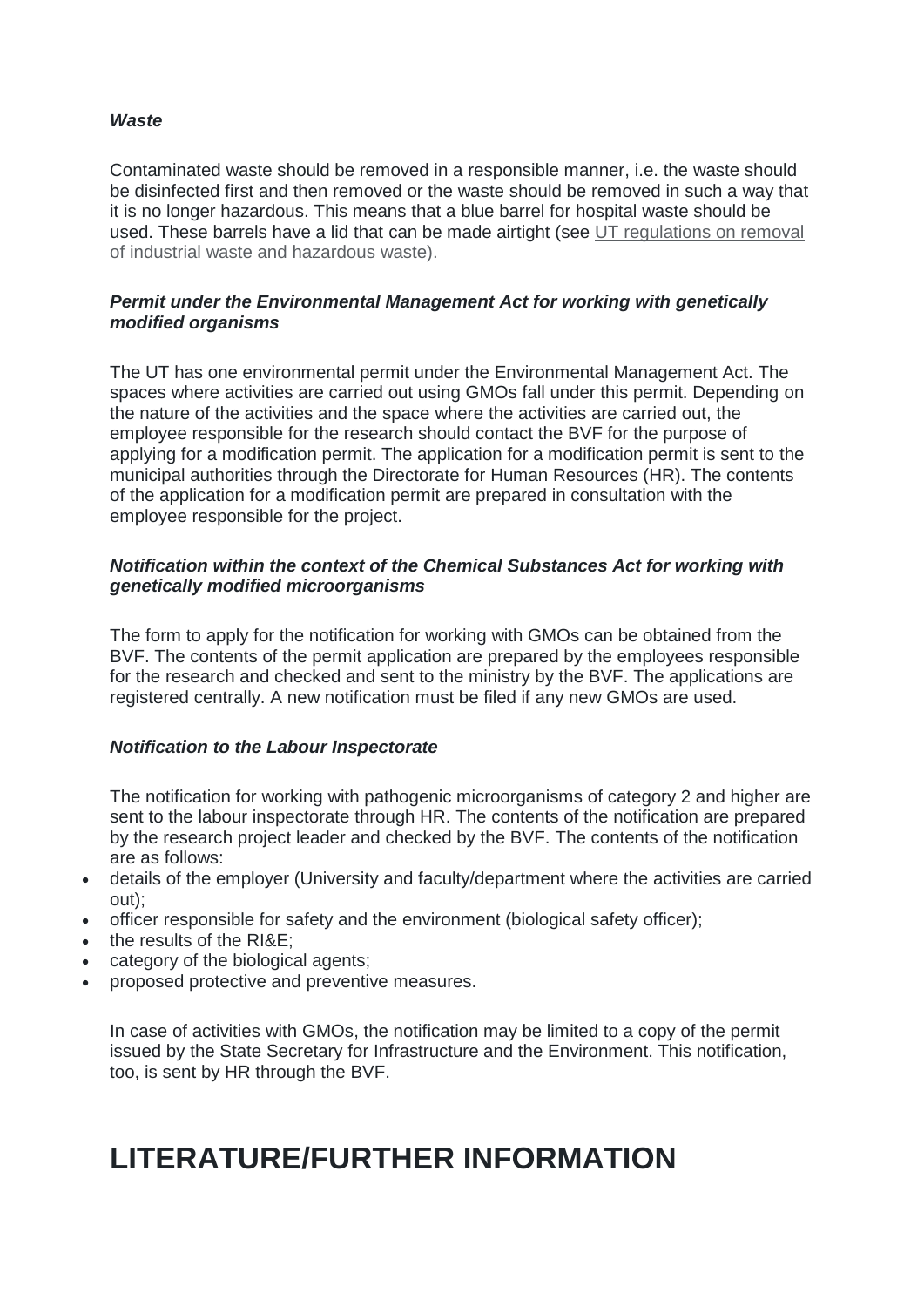***Waste***

Contaminated waste should be removed in a responsible manner, i.e. the waste should be disinfected first and then removed or the waste should be removed in such a way that it is no longer hazardous. This means that a blue barrel for hospital waste should be used. These barrels have a lid that can be made airtight (see UT regulations on removal of industrial waste and hazardous waste).

***Permit under the Environmental Management Act for working with genetically modified organisms***

The UT has one environmental permit under the Environmental Management Act. The spaces where activities are carried out using GMOs fall under this permit. Depending on the nature of the activities and the space where the activities are carried out, the employee responsible for the research should contact the BVF for the purpose of applying for a modification permit. The application for a modification permit is sent to the municipal authorities through the Directorate for Human Resources (HR). The contents of the application for a modification permit are prepared in consultation with the employee responsible for the project.

***Notification within the context of the Chemical Substances Act for working with genetically modified microorganisms***

The form to apply for the notification for working with GMOs can be obtained from the BVF. The contents of the permit application are prepared by the employees responsible for the research and checked and sent to the ministry by the BVF. The applications are registered centrally. A new notification must be filed if any new GMOs are used.

***Notification to the Labour Inspectorate***

The notification for working with pathogenic microorganisms of category 2 and higher are sent to the labour inspectorate through HR. The contents of the notification are prepared by the research project leader and checked by the BVF. The contents of the notification are as follows:

- details of the employer (University and faculty/department where the activities are carried out);
- officer responsible for safety and the environment (biological safety officer);
- the results of the RI&E;
- category of the biological agents;
- proposed protective and preventive measures.

In case of activities with GMOs, the notification may be limited to a copy of the permit issued by the State Secretary for Infrastructure and the Environment. This notification, too, is sent by HR through the BVF.

# LITERATURE/FURTHER INFORMATION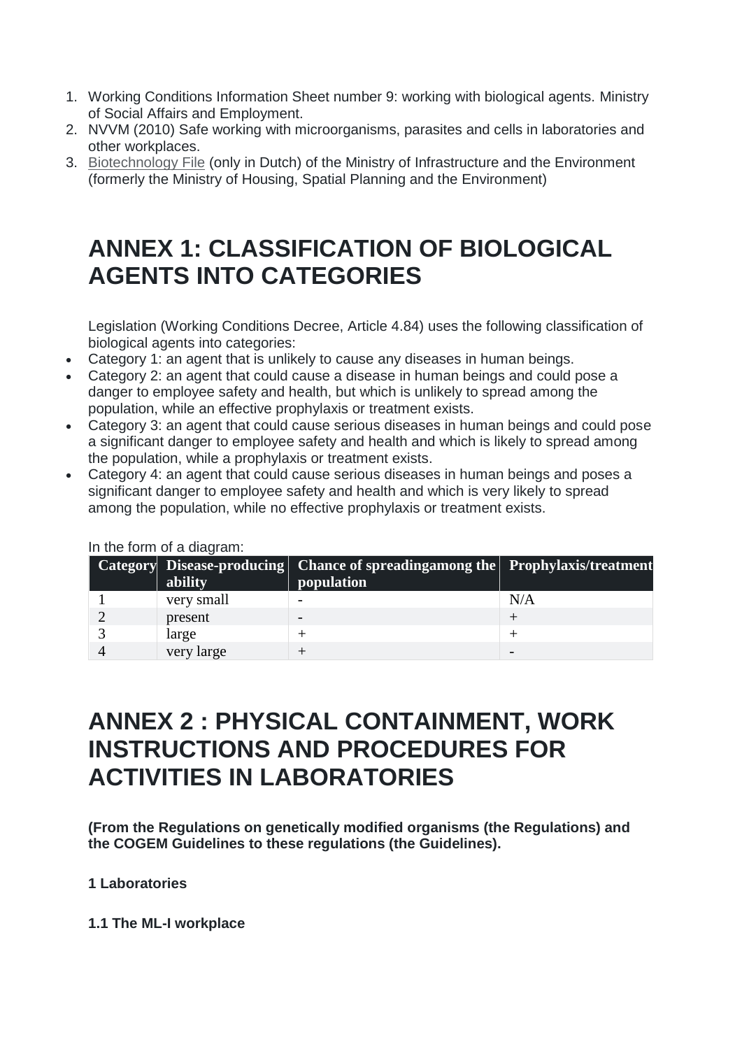1. Working Conditions Information Sheet number 9: working with biological agents. Ministry of Social Affairs and Employment.
2. NVVM (2010) Safe working with microorganisms, parasites and cells in laboratories and other workplaces.
3. Biotechnology File (only in Dutch) of the Ministry of Infrastructure and the Environment (formerly the Ministry of Housing, Spatial Planning and the Environment)

# ANNEX 1: CLASSIFICATION OF BIOLOGICAL AGENTS INTO CATEGORIES

Legislation (Working Conditions Decree, Article 4.84) uses the following classification of biological agents into categories:

- Category 1: an agent that is unlikely to cause any diseases in human beings.
- Category 2: an agent that could cause a disease in human beings and could pose a danger to employee safety and health, but which is unlikely to spread among the population, while an effective prophylaxis or treatment exists.
- Category 3: an agent that could cause serious diseases in human beings and could pose a significant danger to employee safety and health and which is likely to spread among the population, while a prophylaxis or treatment exists.
- Category 4: an agent that could cause serious diseases in human beings and poses a significant danger to employee safety and health and which is very likely to spread among the population, while no effective prophylaxis or treatment exists.

In the form of a diagram:

| Category | Disease-producing ability | Chance of spreadingamong the population | Prophylaxis/treatment |
|---|---|---|---|
| 1 | very small | - | N/A |
| 2 | present | - | + |
| 3 | large | + | + |
| 4 | very large | + | - |

# ANNEX 2 : PHYSICAL CONTAINMENT, WORK INSTRUCTIONS AND PROCEDURES FOR ACTIVITIES IN LABORATORIES

**(From the Regulations on genetically modified organisms (the Regulations) and the COGEM Guidelines to these regulations (the Guidelines).**

**1 Laboratories**

**1.1 The ML-I workplace**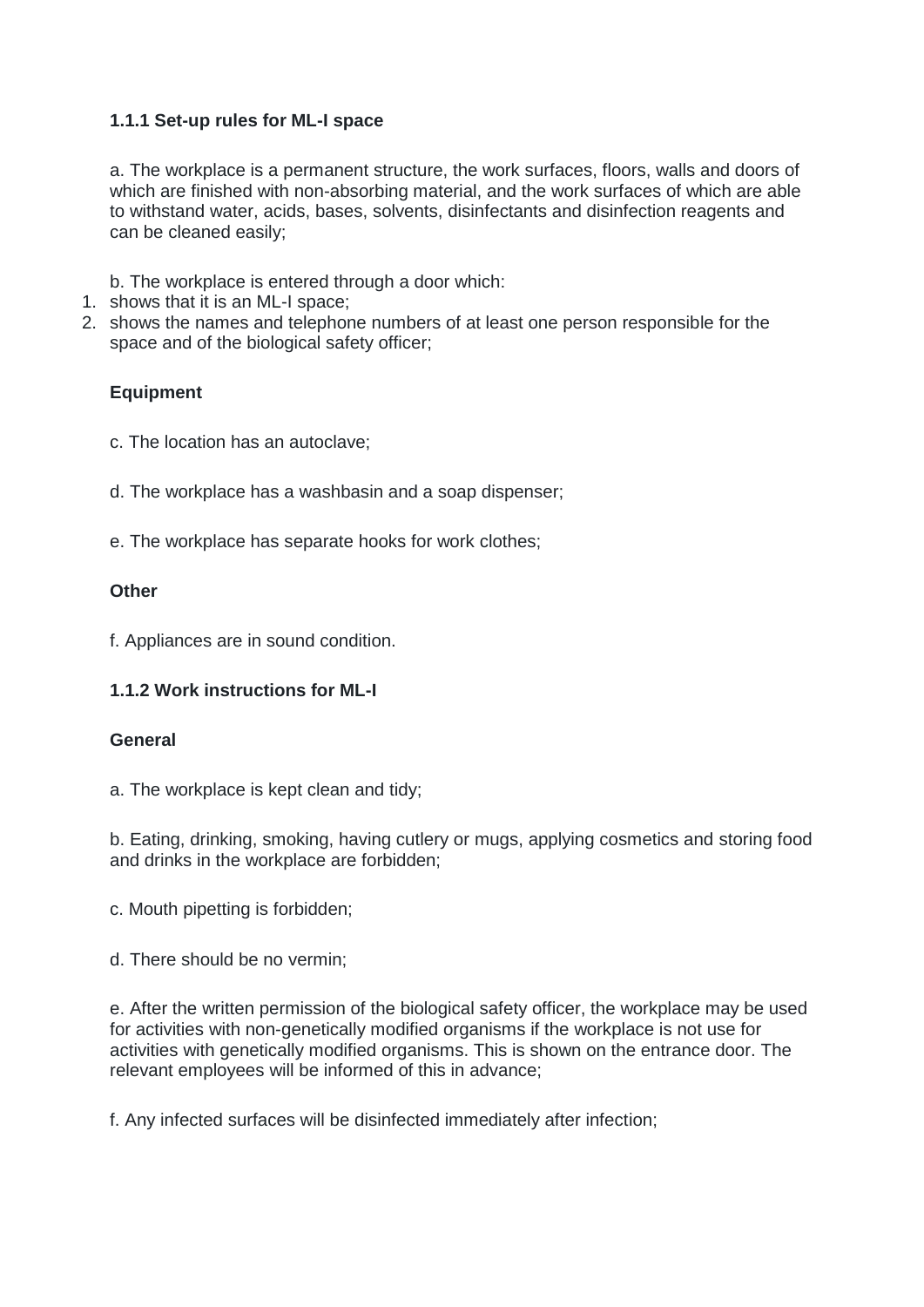### 1.1.1 Set-up rules for ML-I space

a. The workplace is a permanent structure, the work surfaces, floors, walls and doors of which are finished with non-absorbing material, and the work surfaces of which are able to withstand water, acids, bases, solvents, disinfectants and disinfection reagents and can be cleaned easily;

b. The workplace is entered through a door which:

1. shows that it is an ML-I space;
2. shows the names and telephone numbers of at least one person responsible for the space and of the biological safety officer;

**Equipment**

c. The location has an autoclave;

d. The workplace has a washbasin and a soap dispenser;

e. The workplace has separate hooks for work clothes;

**Other**

f. Appliances are in sound condition.

### 1.1.2 Work instructions for ML-I

**General**

a. The workplace is kept clean and tidy;

b. Eating, drinking, smoking, having cutlery or mugs, applying cosmetics and storing food and drinks in the workplace are forbidden;

c. Mouth pipetting is forbidden;

d. There should be no vermin;

e. After the written permission of the biological safety officer, the workplace may be used for activities with non-genetically modified organisms if the workplace is not use for activities with genetically modified organisms. This is shown on the entrance door. The relevant employees will be informed of this in advance;

f. Any infected surfaces will be disinfected immediately after infection;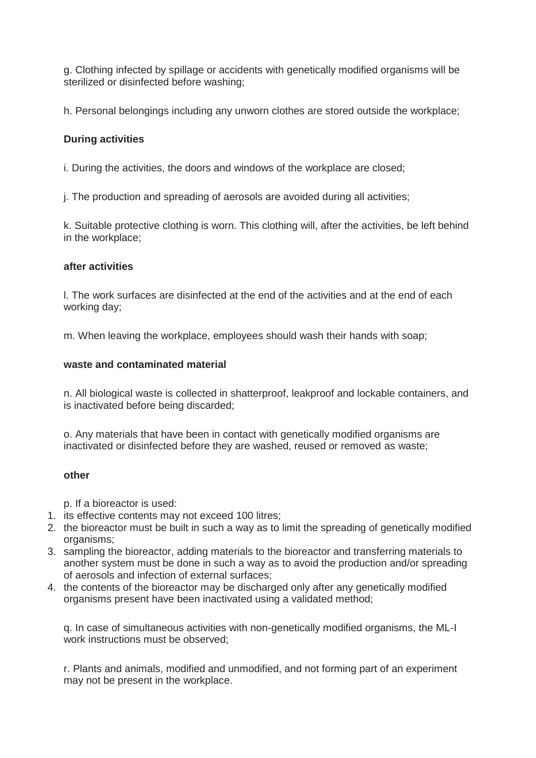g. Clothing infected by spillage or accidents with genetically modified organisms will be sterilized or disinfected before washing;

h. Personal belongings including any unworn clothes are stored outside the workplace;

**During activities**

i. During the activities, the doors and windows of the workplace are closed;

j. The production and spreading of aerosols are avoided during all activities;

k. Suitable protective clothing is worn. This clothing will, after the activities, be left behind in the workplace;

**after activities**

l. The work surfaces are disinfected at the end of the activities and at the end of each working day;

m. When leaving the workplace, employees should wash their hands with soap;

**waste and contaminated material**

n. All biological waste is collected in shatterproof, leakproof and lockable containers, and is inactivated before being discarded;

o. Any materials that have been in contact with genetically modified organisms are inactivated or disinfected before they are washed, reused or removed as waste;

**other**

p. If a bioreactor is used:

1. its effective contents may not exceed 100 litres;
2. the bioreactor must be built in such a way as to limit the spreading of genetically modified organisms;
3. sampling the bioreactor, adding materials to the bioreactor and transferring materials to another system must be done in such a way as to avoid the production and/or spreading of aerosols and infection of external surfaces;
4. the contents of the bioreactor may be discharged only after any genetically modified organisms present have been inactivated using a validated method;

q. In case of simultaneous activities with non-genetically modified organisms, the ML-I work instructions must be observed;

r. Plants and animals, modified and unmodified, and not forming part of an experiment may not be present in the workplace.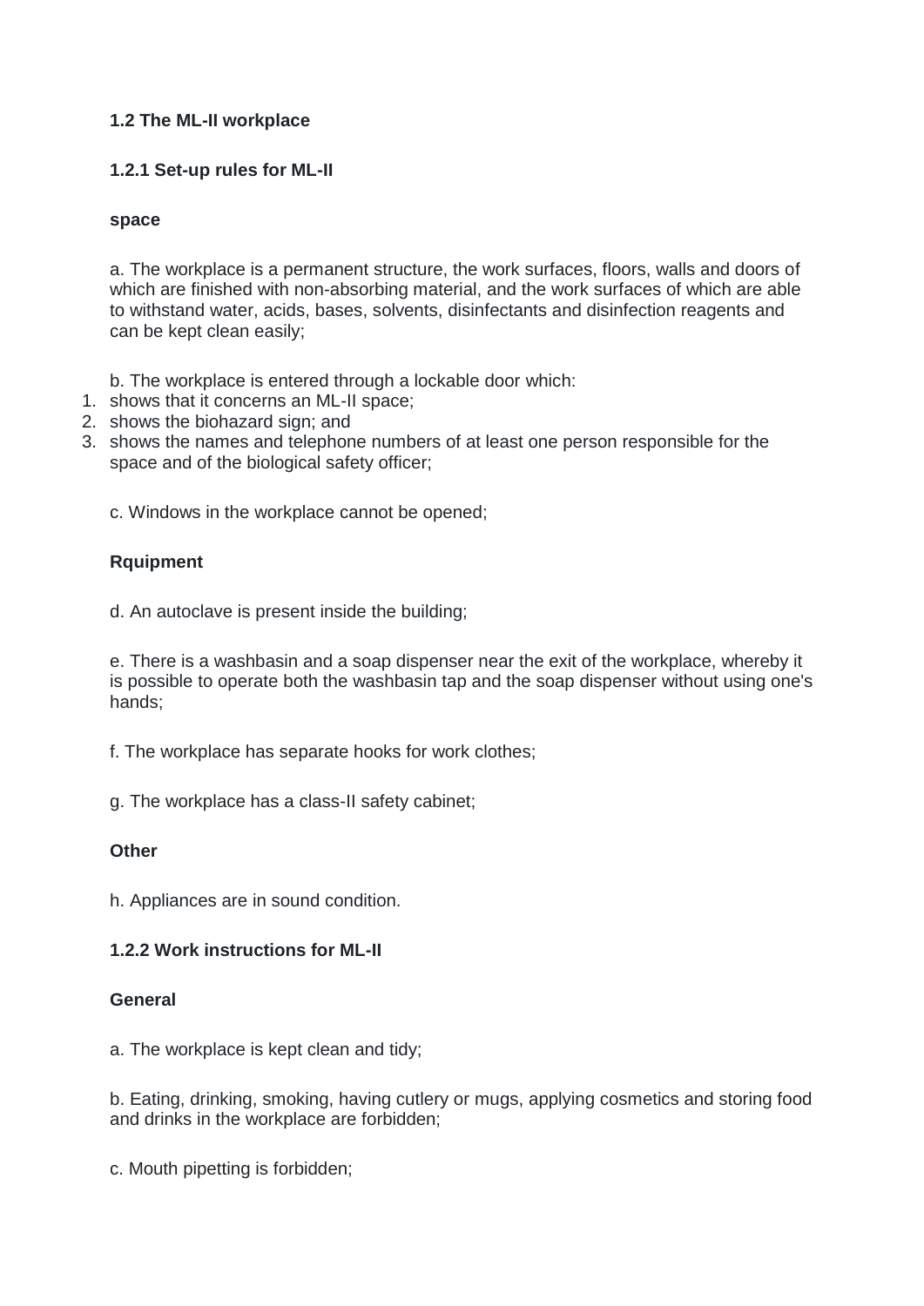**1.2 The ML-II workplace**

**1.2.1 Set-up rules for ML-II**

**space**

a. The workplace is a permanent structure, the work surfaces, floors, walls and doors of which are finished with non-absorbing material, and the work surfaces of which are able to withstand water, acids, bases, solvents, disinfectants and disinfection reagents and can be kept clean easily;

b. The workplace is entered through a lockable door which:

1. shows that it concerns an ML-II space;
2. shows the biohazard sign; and
3. shows the names and telephone numbers of at least one person responsible for the space and of the biological safety officer;

c. Windows in the workplace cannot be opened;

**Rquipment**

d. An autoclave is present inside the building;

e. There is a washbasin and a soap dispenser near the exit of the workplace, whereby it is possible to operate both the washbasin tap and the soap dispenser without using one's hands;

f. The workplace has separate hooks for work clothes;

g. The workplace has a class-II safety cabinet;

**Other**

h. Appliances are in sound condition.

**1.2.2 Work instructions for ML-II**

**General**

a. The workplace is kept clean and tidy;

b. Eating, drinking, smoking, having cutlery or mugs, applying cosmetics and storing food and drinks in the workplace are forbidden;

c. Mouth pipetting is forbidden;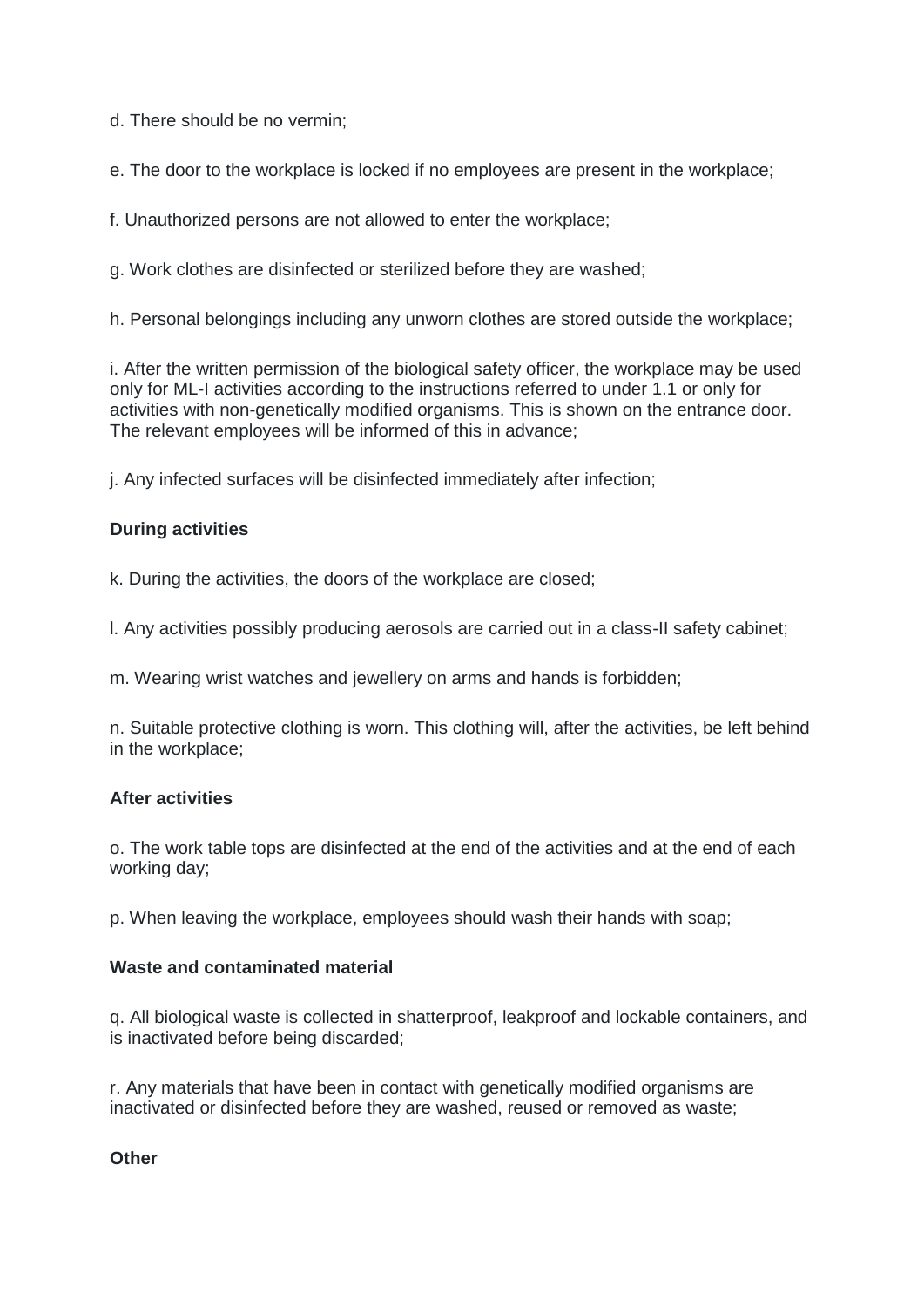d. There should be no vermin;

e. The door to the workplace is locked if no employees are present in the workplace;

f. Unauthorized persons are not allowed to enter the workplace;

g. Work clothes are disinfected or sterilized before they are washed;

h. Personal belongings including any unworn clothes are stored outside the workplace;

i. After the written permission of the biological safety officer, the workplace may be used only for ML-I activities according to the instructions referred to under 1.1 or only for activities with non-genetically modified organisms. This is shown on the entrance door. The relevant employees will be informed of this in advance;

j. Any infected surfaces will be disinfected immediately after infection;

**During activities**

k. During the activities, the doors of the workplace are closed;

l. Any activities possibly producing aerosols are carried out in a class-II safety cabinet;

m. Wearing wrist watches and jewellery on arms and hands is forbidden;

n. Suitable protective clothing is worn. This clothing will, after the activities, be left behind in the workplace;

**After activities**

o. The work table tops are disinfected at the end of the activities and at the end of each working day;

p. When leaving the workplace, employees should wash their hands with soap;

**Waste and contaminated material**

q. All biological waste is collected in shatterproof, leakproof and lockable containers, and is inactivated before being discarded;

r. Any materials that have been in contact with genetically modified organisms are inactivated or disinfected before they are washed, reused or removed as waste;

**Other**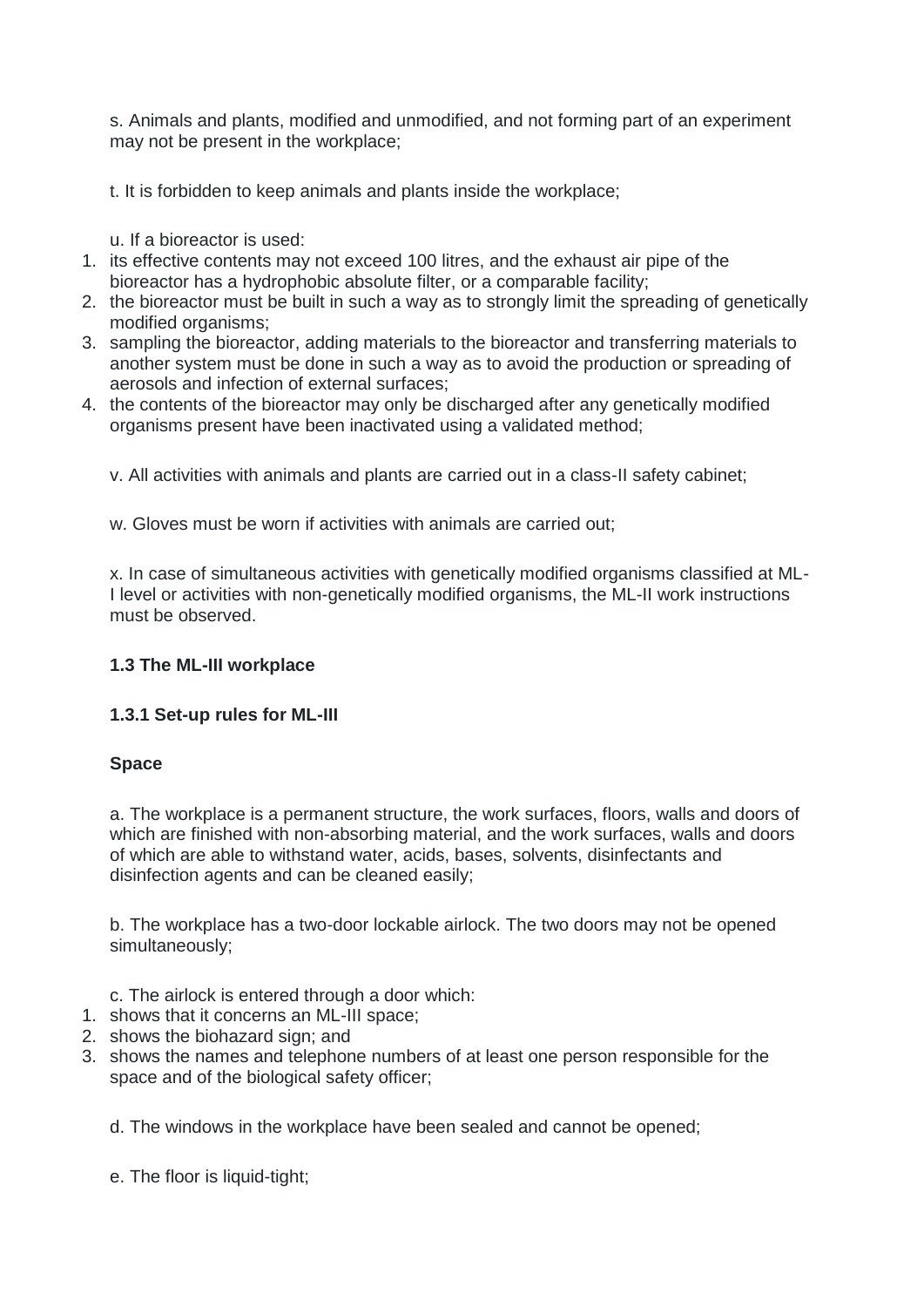s. Animals and plants, modified and unmodified, and not forming part of an experiment may not be present in the workplace;

t. It is forbidden to keep animals and plants inside the workplace;

u. If a bioreactor is used:

1. its effective contents may not exceed 100 litres, and the exhaust air pipe of the bioreactor has a hydrophobic absolute filter, or a comparable facility;
2. the bioreactor must be built in such a way as to strongly limit the spreading of genetically modified organisms;
3. sampling the bioreactor, adding materials to the bioreactor and transferring materials to another system must be done in such a way as to avoid the production or spreading of aerosols and infection of external surfaces;
4. the contents of the bioreactor may only be discharged after any genetically modified organisms present have been inactivated using a validated method;

v. All activities with animals and plants are carried out in a class-II safety cabinet;

w. Gloves must be worn if activities with animals are carried out;

x. In case of simultaneous activities with genetically modified organisms classified at ML-I level or activities with non-genetically modified organisms, the ML-II work instructions must be observed.

**1.3 The ML-III workplace**

**1.3.1 Set-up rules for ML-III**

**Space**

a. The workplace is a permanent structure, the work surfaces, floors, walls and doors of which are finished with non-absorbing material, and the work surfaces, walls and doors of which are able to withstand water, acids, bases, solvents, disinfectants and disinfection agents and can be cleaned easily;

b. The workplace has a two-door lockable airlock. The two doors may not be opened simultaneously;

c. The airlock is entered through a door which:

1. shows that it concerns an ML-III space;
2. shows the biohazard sign; and
3. shows the names and telephone numbers of at least one person responsible for the space and of the biological safety officer;

d. The windows in the workplace have been sealed and cannot be opened;

e. The floor is liquid-tight;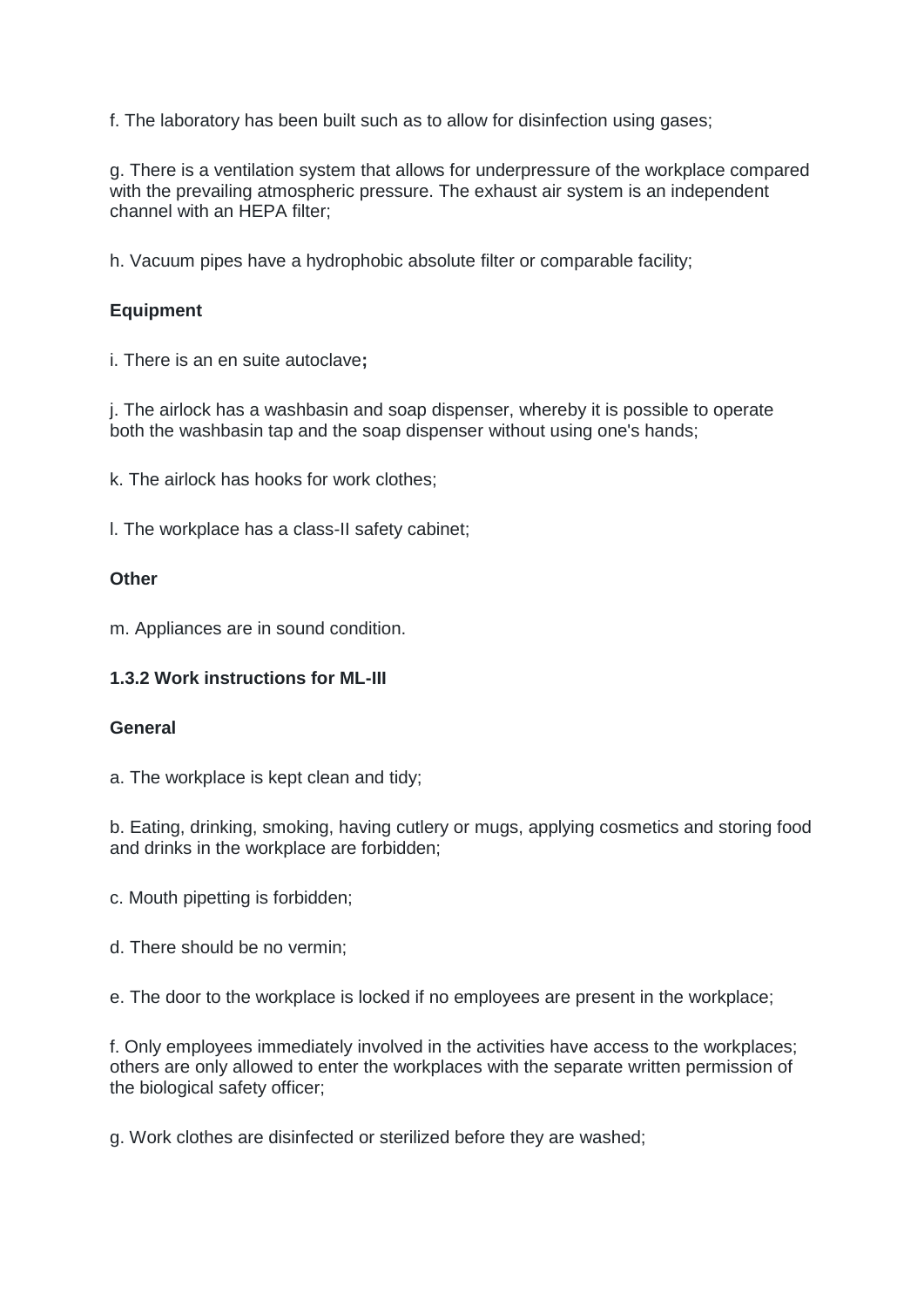f. The laboratory has been built such as to allow for disinfection using gases;

g. There is a ventilation system that allows for underpressure of the workplace compared with the prevailing atmospheric pressure. The exhaust air system is an independent channel with an HEPA filter;

h. Vacuum pipes have a hydrophobic absolute filter or comparable facility;

**Equipment**

i. There is an en suite autoclave**;**

j. The airlock has a washbasin and soap dispenser, whereby it is possible to operate both the washbasin tap and the soap dispenser without using one's hands;

k. The airlock has hooks for work clothes;

l. The workplace has a class-II safety cabinet;

**Other**

m. Appliances are in sound condition.

### 1.3.2 Work instructions for ML-III

**General**

a. The workplace is kept clean and tidy;

b. Eating, drinking, smoking, having cutlery or mugs, applying cosmetics and storing food and drinks in the workplace are forbidden;

c. Mouth pipetting is forbidden;

d. There should be no vermin;

e. The door to the workplace is locked if no employees are present in the workplace;

f. Only employees immediately involved in the activities have access to the workplaces; others are only allowed to enter the workplaces with the separate written permission of the biological safety officer;

g. Work clothes are disinfected or sterilized before they are washed;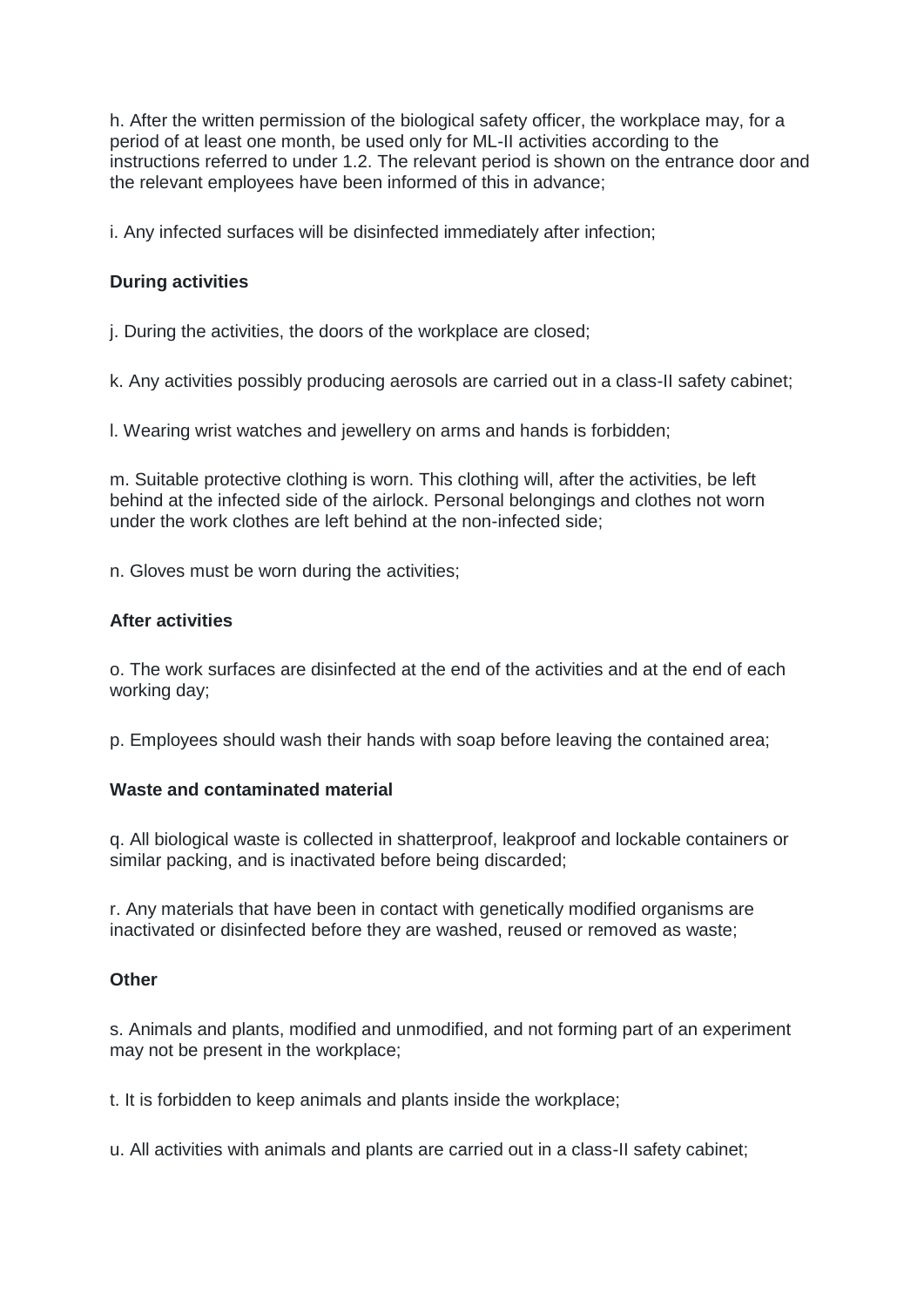h. After the written permission of the biological safety officer, the workplace may, for a period of at least one month, be used only for ML-II activities according to the instructions referred to under 1.2. The relevant period is shown on the entrance door and the relevant employees have been informed of this in advance;

i. Any infected surfaces will be disinfected immediately after infection;

**During activities**

j. During the activities, the doors of the workplace are closed;

k. Any activities possibly producing aerosols are carried out in a class-II safety cabinet;

l. Wearing wrist watches and jewellery on arms and hands is forbidden;

m. Suitable protective clothing is worn. This clothing will, after the activities, be left behind at the infected side of the airlock. Personal belongings and clothes not worn under the work clothes are left behind at the non-infected side;

n. Gloves must be worn during the activities;

**After activities**

o. The work surfaces are disinfected at the end of the activities and at the end of each working day;

p. Employees should wash their hands with soap before leaving the contained area;

**Waste and contaminated material**

q. All biological waste is collected in shatterproof, leakproof and lockable containers or similar packing, and is inactivated before being discarded;

r. Any materials that have been in contact with genetically modified organisms are inactivated or disinfected before they are washed, reused or removed as waste;

**Other**

s. Animals and plants, modified and unmodified, and not forming part of an experiment may not be present in the workplace;

t. It is forbidden to keep animals and plants inside the workplace;

u. All activities with animals and plants are carried out in a class-II safety cabinet;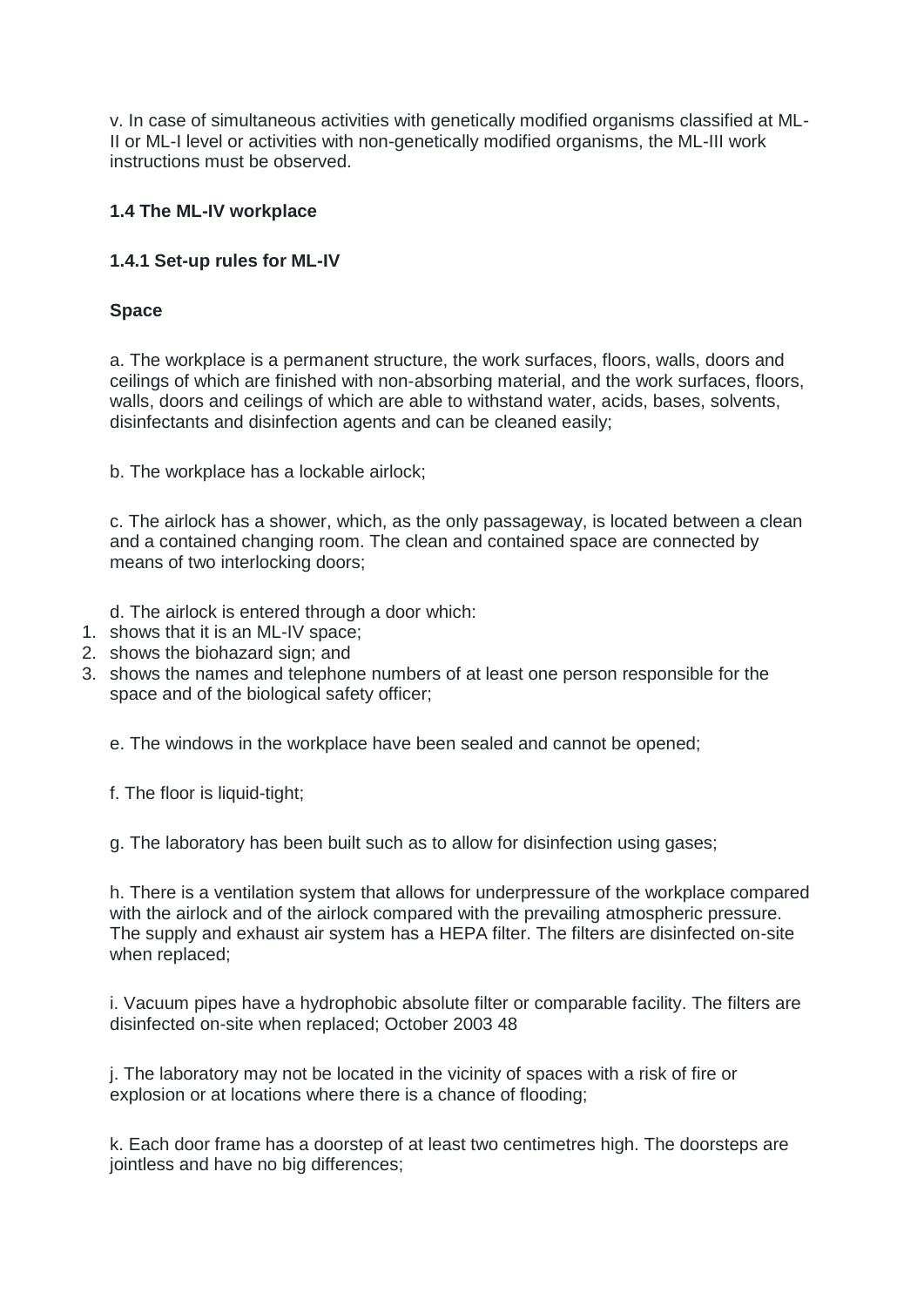v. In case of simultaneous activities with genetically modified organisms classified at ML-II or ML-I level or activities with non-genetically modified organisms, the ML-III work instructions must be observed.

**1.4 The ML-IV workplace**

**1.4.1 Set-up rules for ML-IV**

**Space**

a. The workplace is a permanent structure, the work surfaces, floors, walls, doors and ceilings of which are finished with non-absorbing material, and the work surfaces, floors, walls, doors and ceilings of which are able to withstand water, acids, bases, solvents, disinfectants and disinfection agents and can be cleaned easily;

b. The workplace has a lockable airlock;

c. The airlock has a shower, which, as the only passageway, is located between a clean and a contained changing room. The clean and contained space are connected by means of two interlocking doors;

d. The airlock is entered through a door which:

1. shows that it is an ML-IV space;
2. shows the biohazard sign; and
3. shows the names and telephone numbers of at least one person responsible for the space and of the biological safety officer;

e. The windows in the workplace have been sealed and cannot be opened;

f. The floor is liquid-tight;

g. The laboratory has been built such as to allow for disinfection using gases;

h. There is a ventilation system that allows for underpressure of the workplace compared with the airlock and of the airlock compared with the prevailing atmospheric pressure. The supply and exhaust air system has a HEPA filter. The filters are disinfected on-site when replaced;

i. Vacuum pipes have a hydrophobic absolute filter or comparable facility. The filters are disinfected on-site when replaced; October 2003 48

j. The laboratory may not be located in the vicinity of spaces with a risk of fire or explosion or at locations where there is a chance of flooding;

k. Each door frame has a doorstep of at least two centimetres high. The doorsteps are jointless and have no big differences;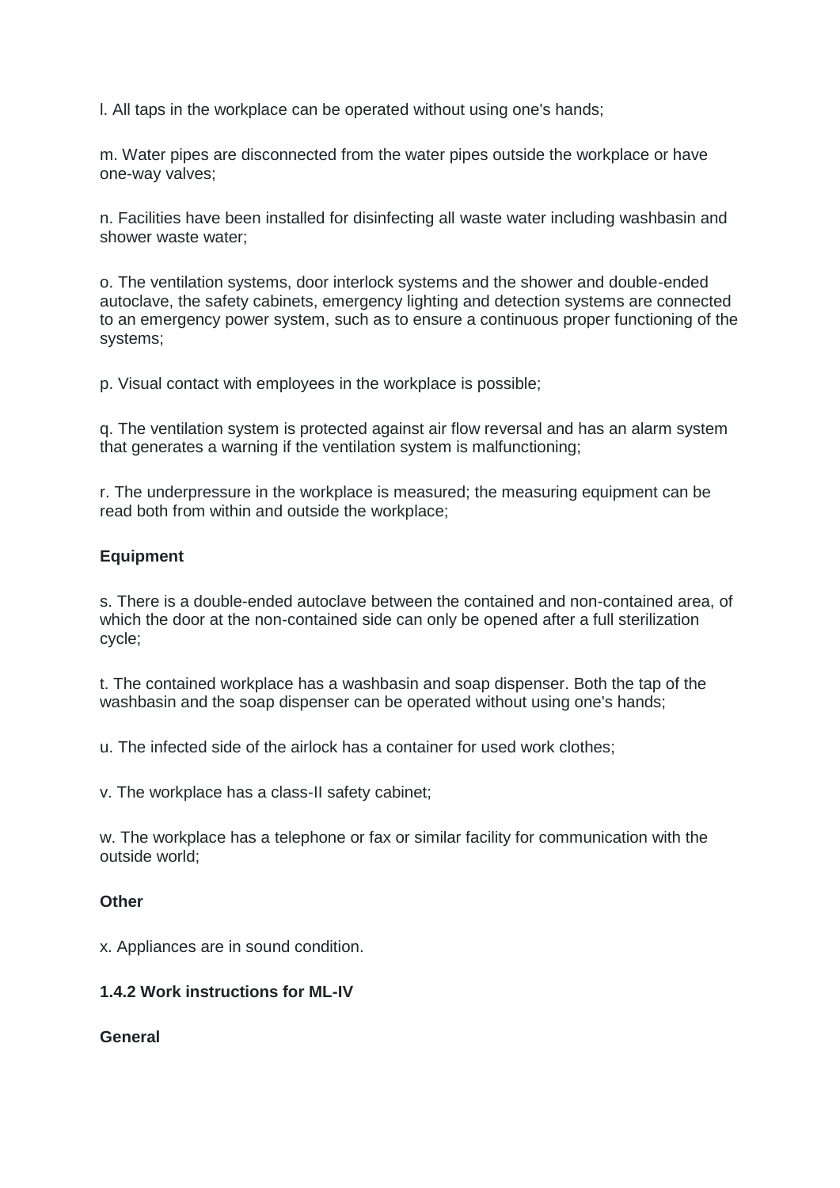l. All taps in the workplace can be operated without using one's hands;

m. Water pipes are disconnected from the water pipes outside the workplace or have one-way valves;

n. Facilities have been installed for disinfecting all waste water including washbasin and shower waste water;

o. The ventilation systems, door interlock systems and the shower and double-ended autoclave, the safety cabinets, emergency lighting and detection systems are connected to an emergency power system, such as to ensure a continuous proper functioning of the systems;

p. Visual contact with employees in the workplace is possible;

q. The ventilation system is protected against air flow reversal and has an alarm system that generates a warning if the ventilation system is malfunctioning;

r. The underpressure in the workplace is measured; the measuring equipment can be read both from within and outside the workplace;

**Equipment**

s. There is a double-ended autoclave between the contained and non-contained area, of which the door at the non-contained side can only be opened after a full sterilization cycle;

t. The contained workplace has a washbasin and soap dispenser. Both the tap of the washbasin and the soap dispenser can be operated without using one's hands;

u. The infected side of the airlock has a container for used work clothes;

v. The workplace has a class-II safety cabinet;

w. The workplace has a telephone or fax or similar facility for communication with the outside world;

**Other**

x. Appliances are in sound condition.

**1.4.2 Work instructions for ML-IV**

**General**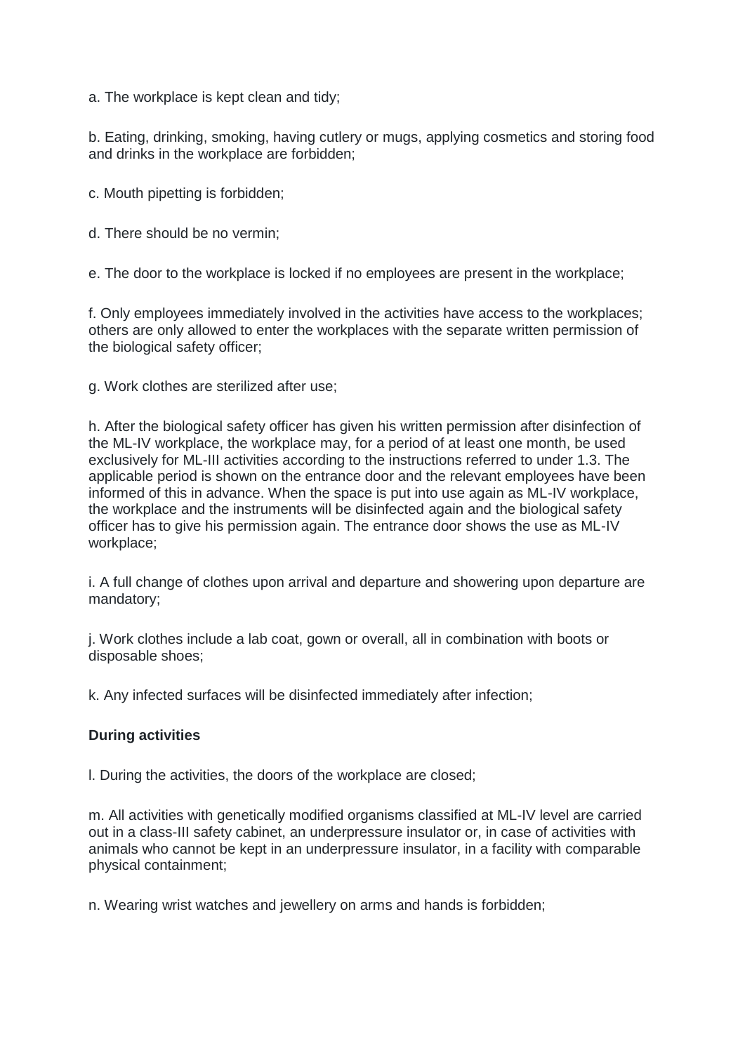a. The workplace is kept clean and tidy;

b. Eating, drinking, smoking, having cutlery or mugs, applying cosmetics and storing food and drinks in the workplace are forbidden;

c. Mouth pipetting is forbidden;

d. There should be no vermin;

e. The door to the workplace is locked if no employees are present in the workplace;

f. Only employees immediately involved in the activities have access to the workplaces; others are only allowed to enter the workplaces with the separate written permission of the biological safety officer;

g. Work clothes are sterilized after use;

h. After the biological safety officer has given his written permission after disinfection of the ML-IV workplace, the workplace may, for a period of at least one month, be used exclusively for ML-III activities according to the instructions referred to under 1.3. The applicable period is shown on the entrance door and the relevant employees have been informed of this in advance. When the space is put into use again as ML-IV workplace, the workplace and the instruments will be disinfected again and the biological safety officer has to give his permission again. The entrance door shows the use as ML-IV workplace;

i. A full change of clothes upon arrival and departure and showering upon departure are mandatory;

j. Work clothes include a lab coat, gown or overall, all in combination with boots or disposable shoes;

k. Any infected surfaces will be disinfected immediately after infection;

**During activities**

l. During the activities, the doors of the workplace are closed;

m. All activities with genetically modified organisms classified at ML-IV level are carried out in a class-III safety cabinet, an underpressure insulator or, in case of activities with animals who cannot be kept in an underpressure insulator, in a facility with comparable physical containment;

n. Wearing wrist watches and jewellery on arms and hands is forbidden;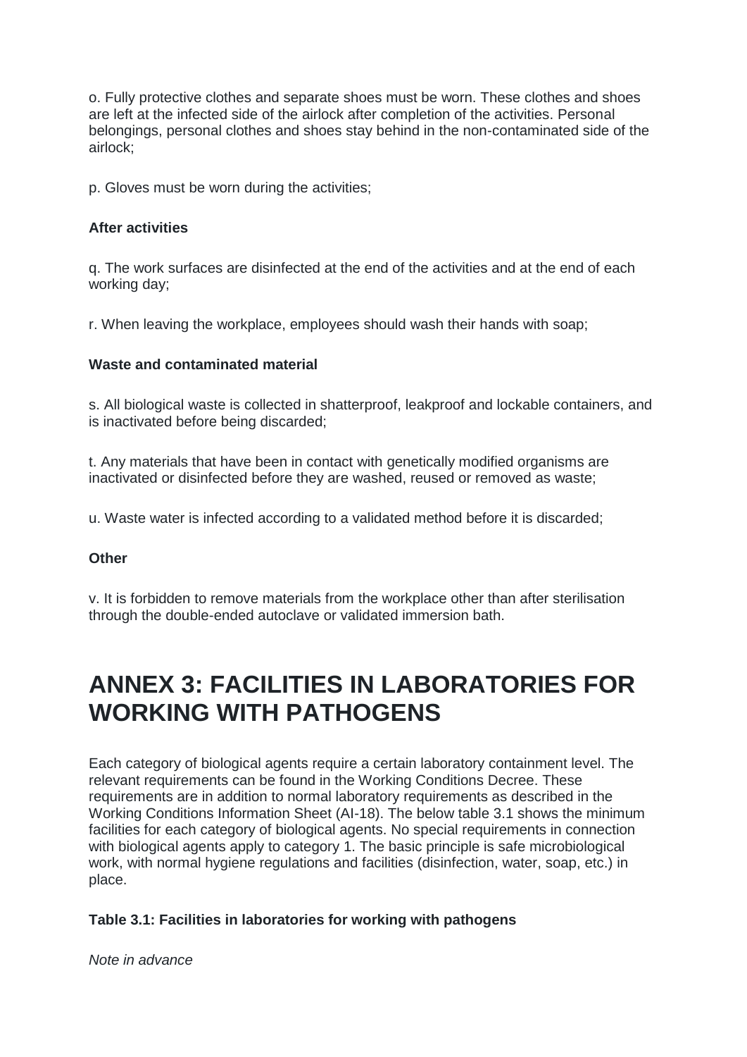o. Fully protective clothes and separate shoes must be worn. These clothes and shoes are left at the infected side of the airlock after completion of the activities. Personal belongings, personal clothes and shoes stay behind in the non-contaminated side of the airlock;

p. Gloves must be worn during the activities;

**After activities**

q. The work surfaces are disinfected at the end of the activities and at the end of each working day;

r. When leaving the workplace, employees should wash their hands with soap;

**Waste and contaminated material**

s. All biological waste is collected in shatterproof, leakproof and lockable containers, and is inactivated before being discarded;

t. Any materials that have been in contact with genetically modified organisms are inactivated or disinfected before they are washed, reused or removed as waste;

u. Waste water is infected according to a validated method before it is discarded;

**Other**

v. It is forbidden to remove materials from the workplace other than after sterilisation through the double-ended autoclave or validated immersion bath.

# ANNEX 3: FACILITIES IN LABORATORIES FOR WORKING WITH PATHOGENS

Each category of biological agents require a certain laboratory containment level. The relevant requirements can be found in the Working Conditions Decree. These requirements are in addition to normal laboratory requirements as described in the Working Conditions Information Sheet (AI-18). The below table 3.1 shows the minimum facilities for each category of biological agents. No special requirements in connection with biological agents apply to category 1. The basic principle is safe microbiological work, with normal hygiene regulations and facilities (disinfection, water, soap, etc.) in place.

**Table 3.1: Facilities in laboratories for working with pathogens**

*Note in advance*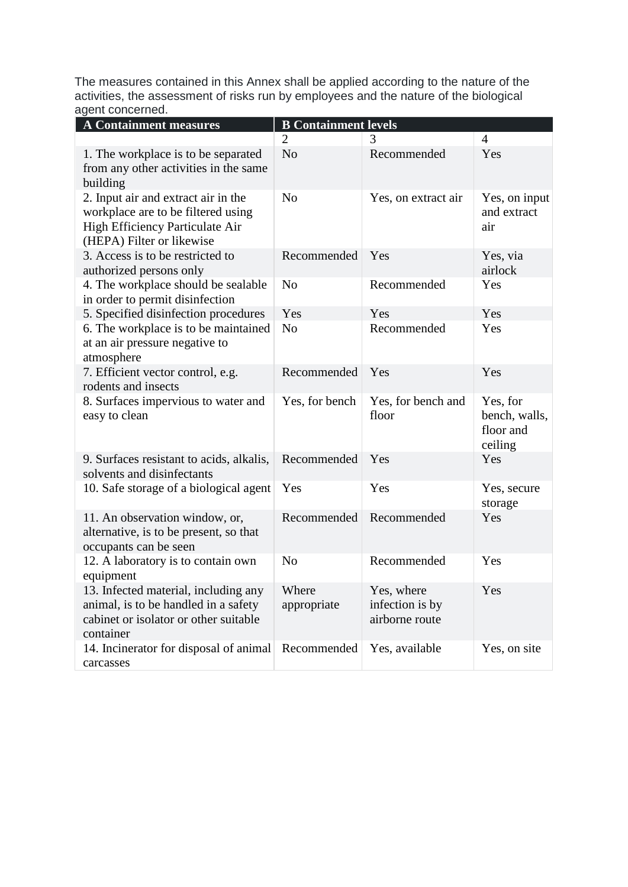The measures contained in this Annex shall be applied according to the nature of the activities, the assessment of risks run by employees and the nature of the biological agent concerned.

| A Containment measures | B Containment levels | | |
|---|---|---|---|
| | 2 | 3 | 4 |
| 1. The workplace is to be separated from any other activities in the same building | No | Recommended | Yes |
| 2. Input air and extract air in the workplace are to be filtered using High Efficiency Particulate Air (HEPA) Filter or likewise | No | Yes, on extract air | Yes, on input and extract air |
| 3. Access is to be restricted to authorized persons only | Recommended | Yes | Yes, via airlock |
| 4. The workplace should be sealable in order to permit disinfection | No | Recommended | Yes |
| 5. Specified disinfection procedures | Yes | Yes | Yes |
| 6. The workplace is to be maintained at an air pressure negative to atmosphere | No | Recommended | Yes |
| 7. Efficient vector control, e.g. rodents and insects | Recommended | Yes | Yes |
| 8. Surfaces impervious to water and easy to clean | Yes, for bench | Yes, for bench and floor | Yes, for bench, walls, floor and ceiling |
| 9. Surfaces resistant to acids, alkalis, solvents and disinfectants | Recommended | Yes | Yes |
| 10. Safe storage of a biological agent | Yes | Yes | Yes, secure storage |
| 11. An observation window, or, alternative, is to be present, so that occupants can be seen | Recommended | Recommended | Yes |
| 12. A laboratory is to contain own equipment | No | Recommended | Yes |
| 13. Infected material, including any animal, is to be handled in a safety cabinet or isolator or other suitable container | Where appropriate | Yes, where infection is by airborne route | Yes |
| 14. Incinerator for disposal of animal carcasses | Recommended | Yes, available | Yes, on site |